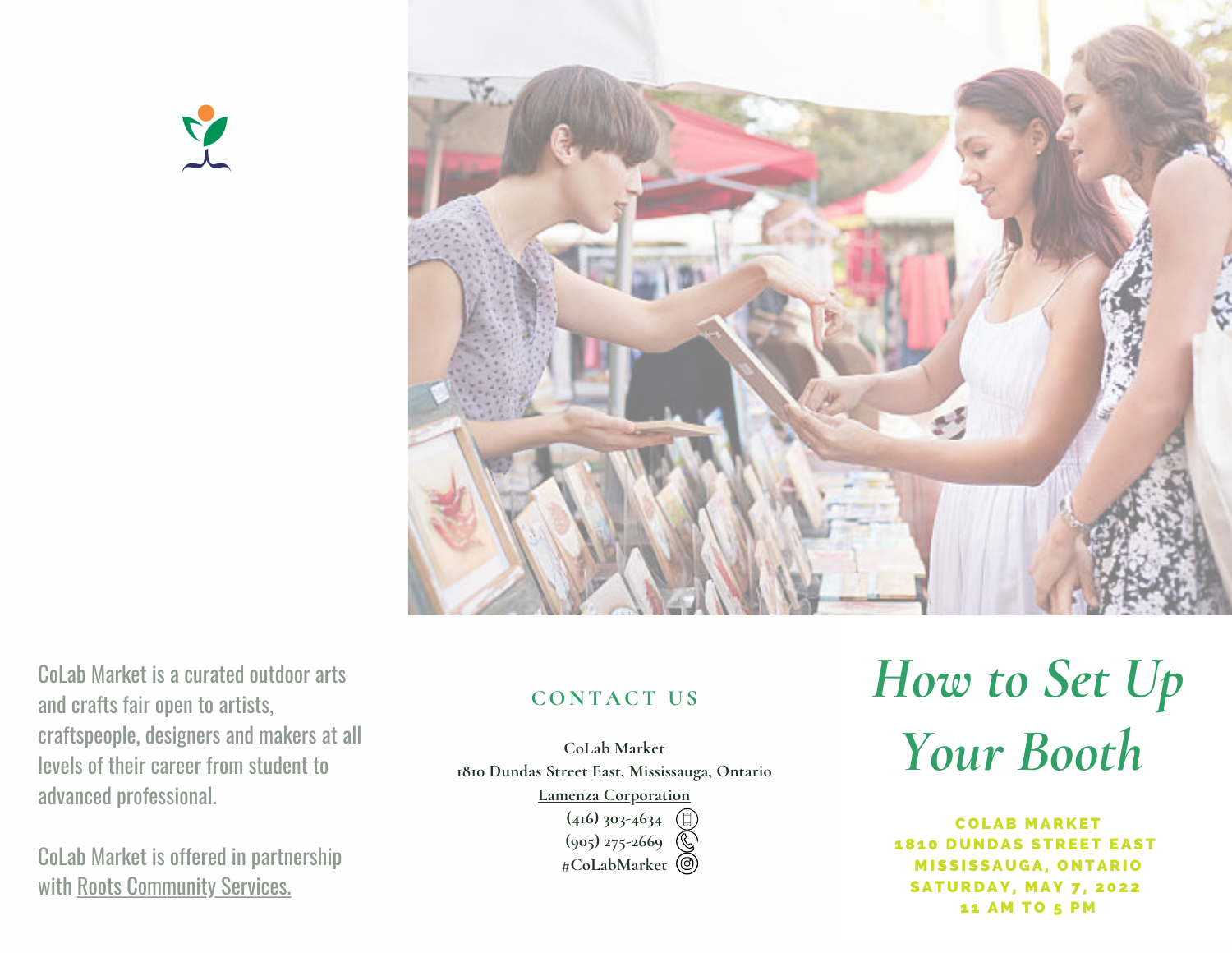CoLab Market is a curated outdoor arts and crafts fair open to artists, craftspeople, designers and makers at all levels of their career from student to advanced professional.

CoLab Market is offered in partnership with Roots Community Services.

## CONTACT US

**CoLab Market**
**1810 Dundas Street East, Mississauga, Ontario**
**Lamenza Corporation**
**(416) 303-4634**
**(905) 275-2669**
**#CoLabMarket**

# *How to Set Up Your Booth*

**COLAB MARKET**
**1810 DUNDAS STREET EAST**
**MISSISSAUGA, ONTARIO**
**SATURDAY, MAY 7, 2022**
**11 AM TO 5 PM**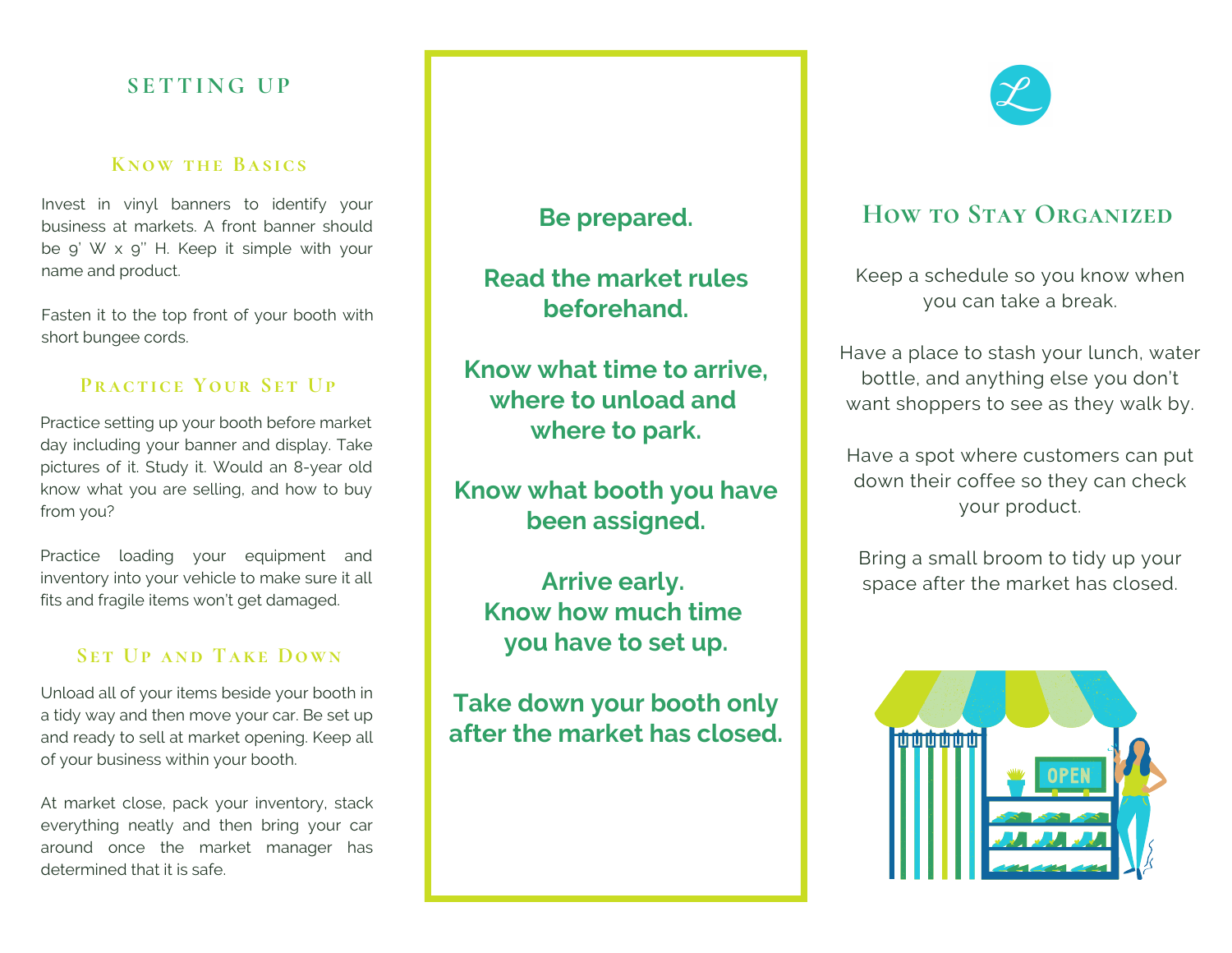## SETTING UP

### Know the Basics

Invest in vinyl banners to identify your business at markets. A front banner should be 9' W x 9" H. Keep it simple with your name and product.

Fasten it to the top front of your booth with short bungee cords.

### Practice Your Set Up

Practice setting up your booth before market day including your banner and display. Take pictures of it. Study it. Would an 8-year old know what you are selling, and how to buy from you?

Practice loading your equipment and inventory into your vehicle to make sure it all fits and fragile items won't get damaged.

### Set Up and Take Down

Unload all of your items beside your booth in a tidy way and then move your car. Be set up and ready to sell at market opening. Keep all of your business within your booth.

At market close, pack your inventory, stack everything neatly and then bring your car around once the market manager has determined that it is safe.

**Be prepared.**

**Read the market rules beforehand.**

**Know what time to arrive, where to unload and where to park.**

**Know what booth you have been assigned.**

**Arrive early.**
**Know how much time you have to set up.**

**Take down your booth only after the market has closed.**

## How to Stay Organized

Keep a schedule so you know when you can take a break.

Have a place to stash your lunch, water bottle, and anything else you don't want shoppers to see as they walk by.

Have a spot where customers can put down their coffee so they can check your product.

Bring a small broom to tidy up your space after the market has closed.